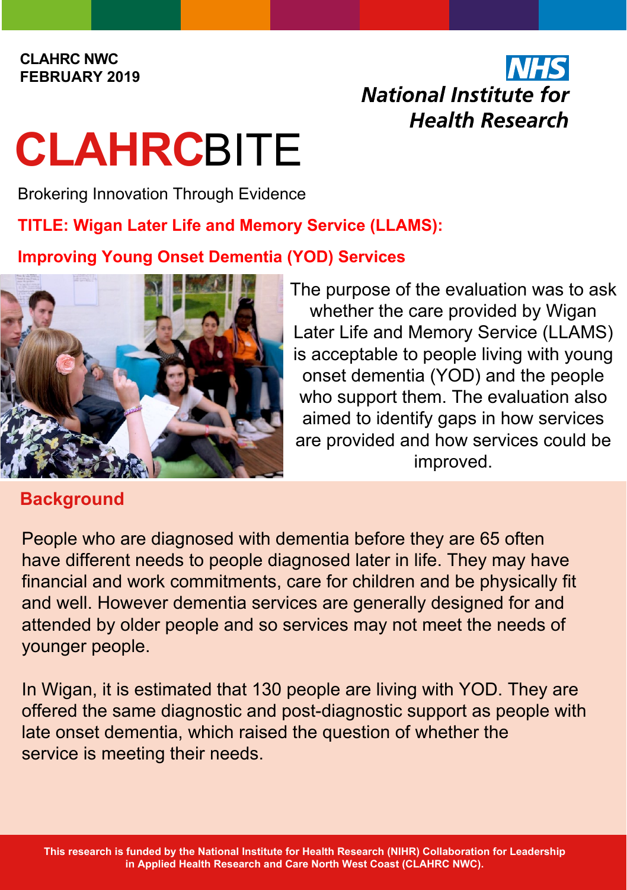**CLAHRC NWC**
**FEBRUARY 2019**

NHS
National Institute for Health Research

# CLAHRCBITE

Brokering Innovation Through Evidence

## TITLE: Wigan Later Life and Memory Service (LLAMS): Improving Young Onset Dementia (YOD) Services

The purpose of the evaluation was to ask whether the care provided by Wigan Later Life and Memory Service (LLAMS) is acceptable to people living with young onset dementia (YOD) and the people who support them. The evaluation also aimed to identify gaps in how services are provided and how services could be improved.

## Background

People who are diagnosed with dementia before they are 65 often have different needs to people diagnosed later in life. They may have financial and work commitments, care for children and be physically fit and well. However dementia services are generally designed for and attended by older people and so services may not meet the needs of younger people.

In Wigan, it is estimated that 130 people are living with YOD. They are offered the same diagnostic and post-diagnostic support as people with late onset dementia, which raised the question of whether the service is meeting their needs.

**This research is funded by the National Institute for Health Research (NIHR) Collaboration for Leadership in Applied Health Research and Care North West Coast (CLAHRC NWC).**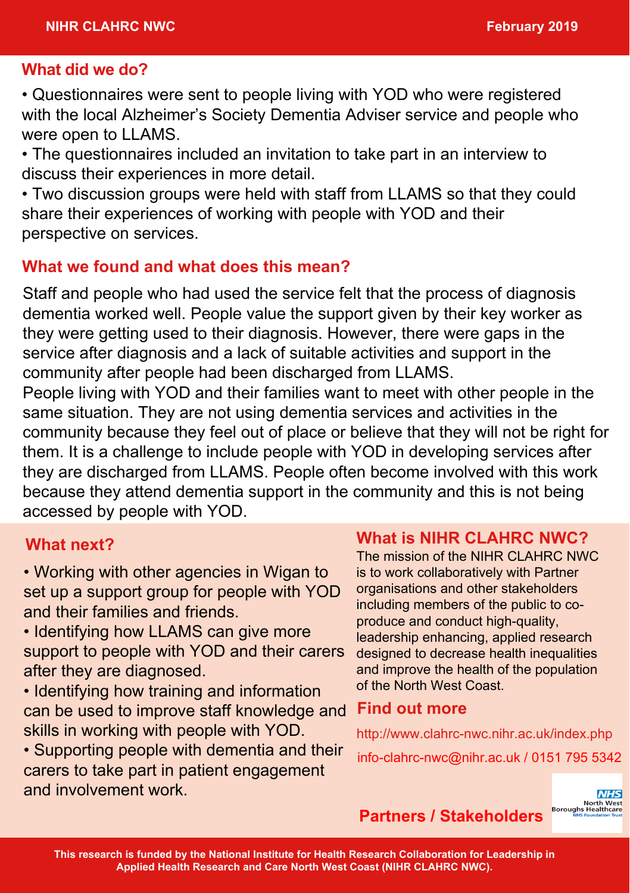## What did we do?

- Questionnaires were sent to people living with YOD who were registered with the local Alzheimer's Society Dementia Adviser service and people who were open to LLAMS.
- The questionnaires included an invitation to take part in an interview to discuss their experiences in more detail.
- Two discussion groups were held with staff from LLAMS so that they could share their experiences of working with people with YOD and their perspective on services.

## What we found and what does this mean?

Staff and people who had used the service felt that the process of diagnosis dementia worked well. People value the support given by their key worker as they were getting used to their diagnosis. However, there were gaps in the service after diagnosis and a lack of suitable activities and support in the community after people had been discharged from LLAMS.

People living with YOD and their families want to meet with other people in the same situation. They are not using dementia services and activities in the community because they feel out of place or believe that they will not be right for them. It is a challenge to include people with YOD in developing services after they are discharged from LLAMS. People often become involved with this work because they attend dementia support in the community and this is not being accessed by people with YOD.

## What next?

- Working with other agencies in Wigan to set up a support group for people with YOD and their families and friends.
- Identifying how LLAMS can give more support to people with YOD and their carers after they are diagnosed.
- Identifying how training and information can be used to improve staff knowledge and skills in working with people with YOD.
- Supporting people with dementia and their carers to take part in patient engagement and involvement work.

## What is NIHR CLAHRC NWC?

The mission of the NIHR CLAHRC NWC is to work collaboratively with Partner organisations and other stakeholders including members of the public to co-produce and conduct high-quality, leadership enhancing, applied research designed to decrease health inequalities and improve the health of the population of the North West Coast.

## Find out more

http://www.clahrc-nwc.nihr.ac.uk/index.php

info-clahrc-nwc@nihr.ac.uk / 0151 795 5342

## Partners / Stakeholders

NHS North West Boroughs Healthcare NHS Foundation Trust

**This research is funded by the National Institute for Health Research Collaboration for Leadership in Applied Health Research and Care North West Coast (NIHR CLAHRC NWC).**